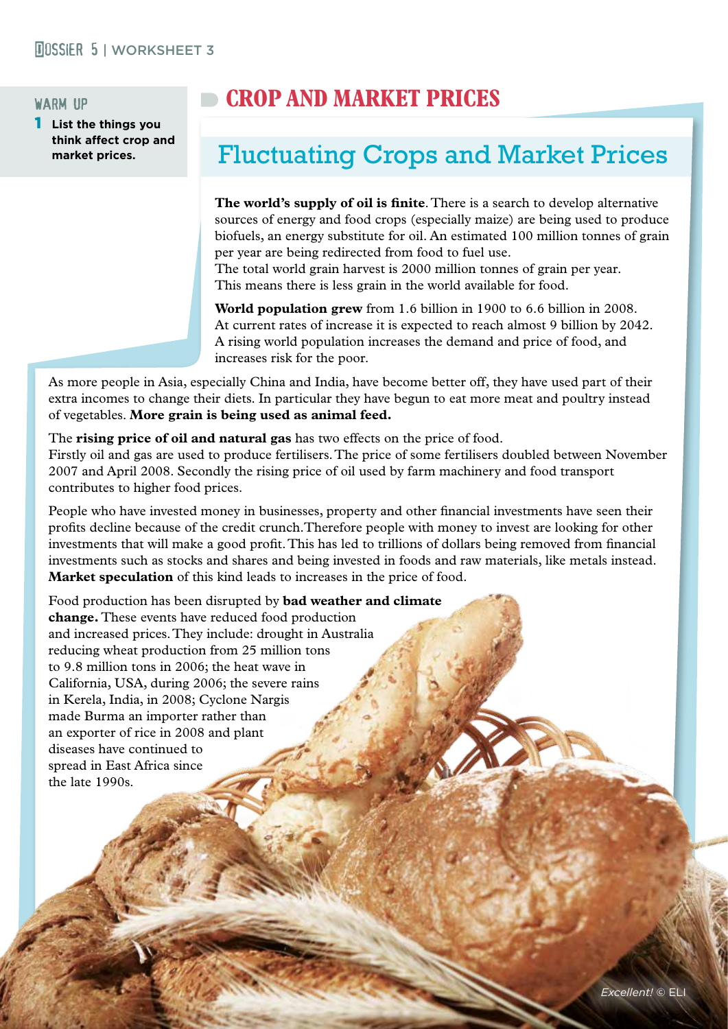## WARM UP

**1** **List the things you think affect crop and market prices.**

# CROP AND MARKET PRICES

## Fluctuating Crops and Market Prices

**The world's supply of oil is finite**. There is a search to develop alternative sources of energy and food crops (especially maize) are being used to produce biofuels, an energy substitute for oil. An estimated 100 million tonnes of grain per year are being redirected from food to fuel use.
The total world grain harvest is 2000 million tonnes of grain per year.
This means there is less grain in the world available for food.

**World population grew** from 1.6 billion in 1900 to 6.6 billion in 2008. At current rates of increase it is expected to reach almost 9 billion by 2042. A rising world population increases the demand and price of food, and increases risk for the poor.

As more people in Asia, especially China and India, have become better off, they have used part of their extra incomes to change their diets. In particular they have begun to eat more meat and poultry instead of vegetables. **More grain is being used as animal feed.**

The **rising price of oil and natural gas** has two effects on the price of food.
Firstly oil and gas are used to produce fertilisers. The price of some fertilisers doubled between November 2007 and April 2008. Secondly the rising price of oil used by farm machinery and food transport contributes to higher food prices.

People who have invested money in businesses, property and other financial investments have seen their profits decline because of the credit crunch. Therefore people with money to invest are looking for other investments that will make a good profit. This has led to trillions of dollars being removed from financial investments such as stocks and shares and being invested in foods and raw materials, like metals instead. **Market speculation** of this kind leads to increases in the price of food.

Food production has been disrupted by **bad weather and climate change.** These events have reduced food production and increased prices. They include: drought in Australia reducing wheat production from 25 million tons to 9.8 million tons in 2006; the heat wave in California, USA, during 2006; the severe rains in Kerela, India, in 2008; Cyclone Nargis made Burma an importer rather than an exporter of rice in 2008 and plant diseases have continued to spread in East Africa since the late 1990s.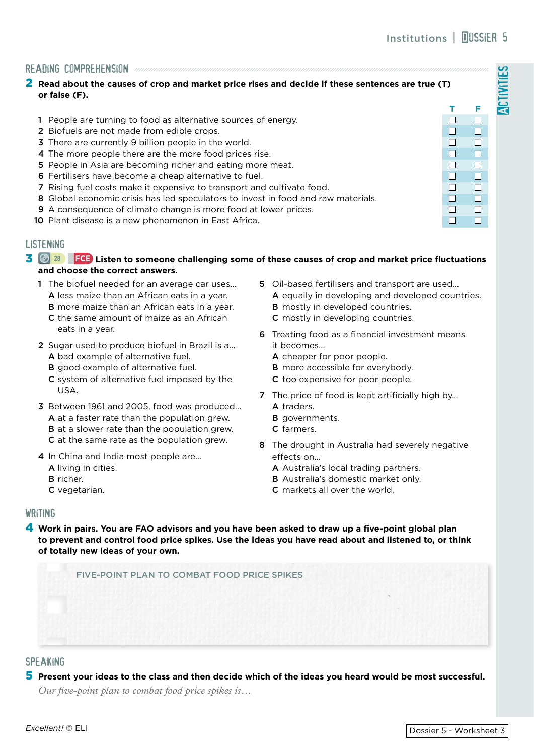## READING COMPREHENSION

**2 Read about the causes of crop and market price rises and decide if these sentences are true (T) or false (F).**

| | | T | F |
|---|---|---|---|
| 1 | People are turning to food as alternative sources of energy. | ☐ | ☐ |
| 2 | Biofuels are not made from edible crops. | ☐ | ☐ |
| 3 | There are currently 9 billion people in the world. | ☐ | ☐ |
| 4 | The more people there are the more food prices rise. | ☐ | ☐ |
| 5 | People in Asia are becoming richer and eating more meat. | ☐ | ☐ |
| 6 | Fertilisers have become a cheap alternative to fuel. | ☐ | ☐ |
| 7 | Rising fuel costs make it expensive to transport and cultivate food. | ☐ | ☐ |
| 8 | Global economic crisis has led speculators to invest in food and raw materials. | ☐ | ☐ |
| 9 | A consequence of climate change is more food at lower prices. | ☐ | ☐ |
| 10 | Plant disease is a new phenomenon in East Africa. | ☐ | ☐ |

## LISTENING

**3** 28 FCE **Listen to someone challenging some of these causes of crop and market price fluctuations and choose the correct answers.**

1 The biofuel needed for an average car uses…
- A less maize than an African eats in a year.
- B more maize than an African eats in a year.
- C the same amount of maize as an African eats in a year.

2 Sugar used to produce biofuel in Brazil is a…
- A bad example of alternative fuel.
- B good example of alternative fuel.
- C system of alternative fuel imposed by the USA.

3 Between 1961 and 2005, food was produced…
- A at a faster rate than the population grew.
- B at a slower rate than the population grew.
- C at the same rate as the population grew.

4 In China and India most people are…
- A living in cities.
- B richer.
- C vegetarian.

5 Oil-based fertilisers and transport are used…
- A equally in developing and developed countries.
- B mostly in developed countries.
- C mostly in developing countries.

6 Treating food as a financial investment means it becomes…
- A cheaper for poor people.
- B more accessible for everybody.
- C too expensive for poor people.

7 The price of food is kept artificially high by…
- A traders.
- B governments.
- C farmers.

8 The drought in Australia had severely negative effects on…
- A Australia's local trading partners.
- B Australia's domestic market only.
- C markets all over the world.

## WRITING

**4 Work in pairs. You are FAO advisors and you have been asked to draw up a five-point global plan to prevent and control food price spikes. Use the ideas you have read about and listened to, or think of totally new ideas of your own.**

FIVE-POINT PLAN TO COMBAT FOOD PRICE SPIKES

## SPEAKING

**5 Present your ideas to the class and then decide which of the ideas you heard would be most successful.**

*Our five-point plan to combat food price spikes is…*